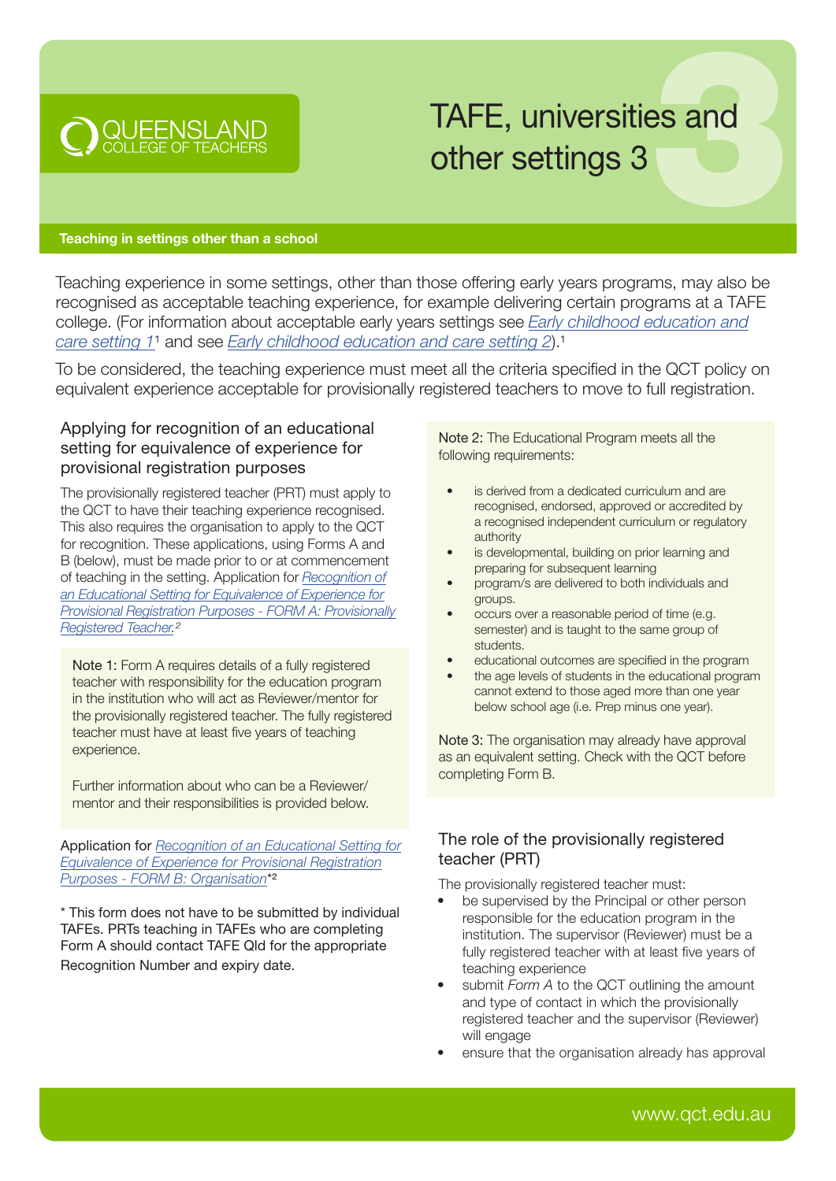QUEENSLAND COLLEGE OF TEACHERS

# TAFE, universities and other settings 3

**Teaching in settings other than a school**

Teaching experience in some settings, other than those offering early years programs, may also be recognised as acceptable teaching experience, for example delivering certain programs at a TAFE college. (For information about acceptable early years settings see *Early childhood education and care setting 1*[1] and see *Early childhood education and care setting 2*).[1]

To be considered, the teaching experience must meet all the criteria specified in the QCT policy on equivalent experience acceptable for provisionally registered teachers to move to full registration.

## Applying for recognition of an educational setting for equivalence of experience for provisional registration purposes

The provisionally registered teacher (PRT) must apply to the QCT to have their teaching experience recognised. This also requires the organisation to apply to the QCT for recognition. These applications, using Forms A and B (below), must be made prior to or at commencement of teaching in the setting. Application for *Recognition of an Educational Setting for Equivalence of Experience for Provisional Registration Purposes - FORM A: Provisionally Registered Teacher.*[2]

Note 1: Form A requires details of a fully registered teacher with responsibility for the education program in the institution who will act as Reviewer/mentor for the provisionally registered teacher. The fully registered teacher must have at least five years of teaching experience.

Further information about who can be a Reviewer/mentor and their responsibilities is provided below.

Application for *Recognition of an Educational Setting for Equivalence of Experience for Provisional Registration Purposes - FORM B: Organisation*\*[2]

\* This form does not have to be submitted by individual TAFEs. PRTs teaching in TAFEs who are completing Form A should contact TAFE Qld for the appropriate Recognition Number and expiry date.

Note 2: The Educational Program meets all the following requirements:

- is derived from a dedicated curriculum and are recognised, endorsed, approved or accredited by a recognised independent curriculum or regulatory authority
- is developmental, building on prior learning and preparing for subsequent learning
- program/s are delivered to both individuals and groups.
- occurs over a reasonable period of time (e.g. semester) and is taught to the same group of students.
- educational outcomes are specified in the program
- the age levels of students in the educational program cannot extend to those aged more than one year below school age (i.e. Prep minus one year).

Note 3: The organisation may already have approval as an equivalent setting. Check with the QCT before completing Form B.

## The role of the provisionally registered teacher (PRT)

The provisionally registered teacher must:

- be supervised by the Principal or other person responsible for the education program in the institution. The supervisor (Reviewer) must be a fully registered teacher with at least five years of teaching experience
- submit *Form A* to the QCT outlining the amount and type of contact in which the provisionally registered teacher and the supervisor (Reviewer) will engage
- ensure that the organisation already has approval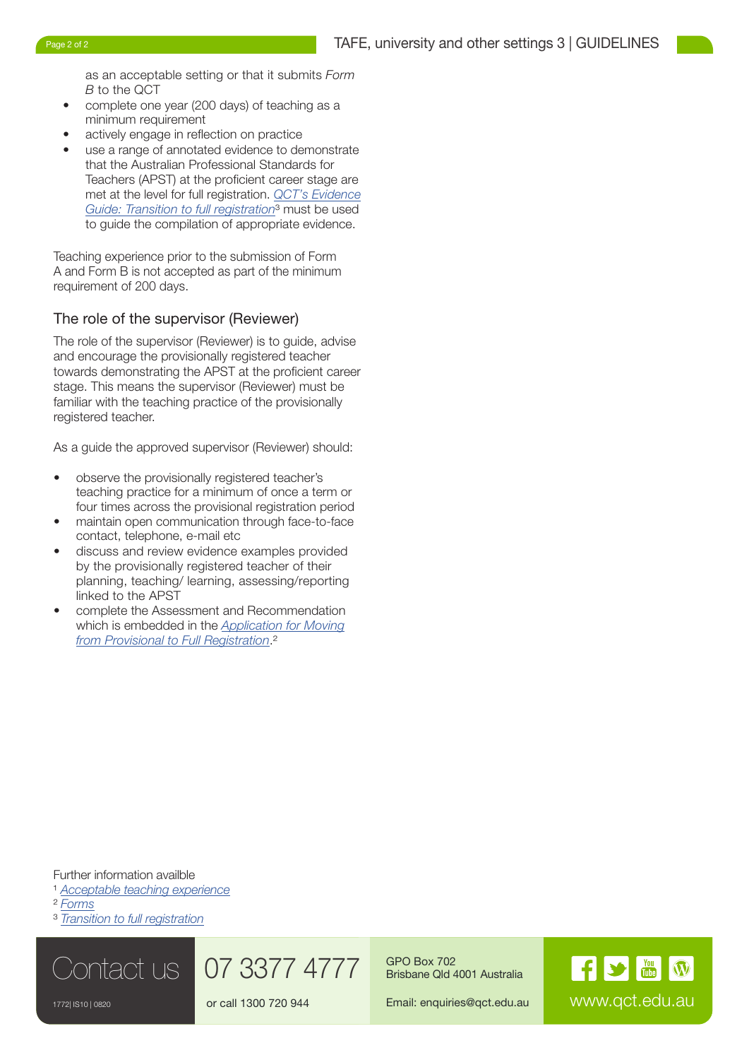as an acceptable setting or that it submits *Form B* to the QCT

- complete one year (200 days) of teaching as a minimum requirement
- actively engage in reflection on practice
- use a range of annotated evidence to demonstrate that the Australian Professional Standards for Teachers (APST) at the proficient career stage are met at the level for full registration. *QCT's Evidence Guide: Transition to full registration*[3] must be used to guide the compilation of appropriate evidence.

Teaching experience prior to the submission of Form A and Form B is not accepted as part of the minimum requirement of 200 days.

## The role of the supervisor (Reviewer)

The role of the supervisor (Reviewer) is to guide, advise and encourage the provisionally registered teacher towards demonstrating the APST at the proficient career stage. This means the supervisor (Reviewer) must be familiar with the teaching practice of the provisionally registered teacher.

As a guide the approved supervisor (Reviewer) should:

- observe the provisionally registered teacher's teaching practice for a minimum of once a term or four times across the provisional registration period
- maintain open communication through face-to-face contact, telephone, e-mail etc
- discuss and review evidence examples provided by the provisionally registered teacher of their planning, teaching/ learning, assessing/reporting linked to the APST
- complete the Assessment and Recommendation which is embedded in the *Application for Moving from Provisional to Full Registration*.[2]

Further information availble

[1] *Acceptable teaching experience*

[2] *Forms*

[3] *Transition to full registration*

Contact us 07 3377 4777 or call 1300 720 944

GPO Box 702
Brisbane Qld 4001 Australia

Email: enquiries@qct.edu.au

www.qct.edu.au

1772| IS10 | 0820